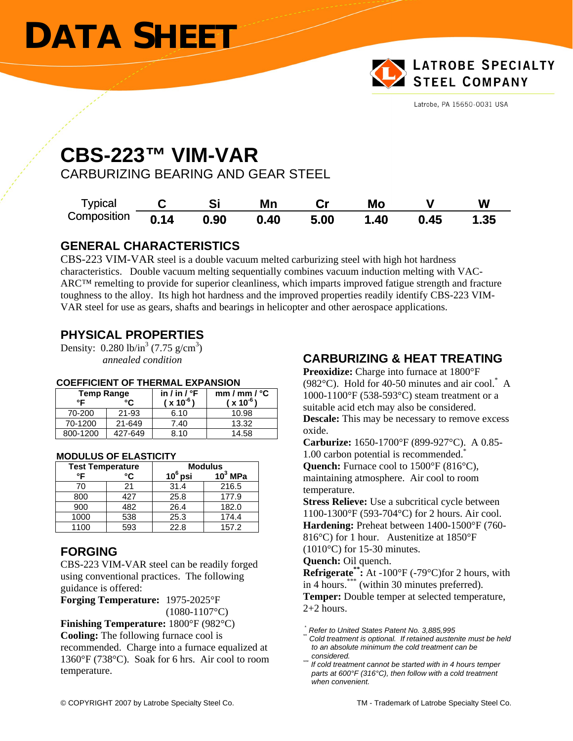# DATA SHEET

**LATROBE SPECIALTY STEEL COMPANY**

Latrobe, PA 15650-0031 USA

# CBS-223™ VIM-VAR

## CARBURIZING BEARING AND GEAR STEEL

| Typical Composition | C | Si | Mn | Cr | Mo | V | W |
|---|---|---|---|---|---|---|---|
| | 0.14 | 0.90 | 0.40 | 5.00 | 1.40 | 0.45 | 1.35 |

## GENERAL CHARACTERISTICS

CBS-223 VIM-VAR steel is a double vacuum melted carburizing steel with high hot hardness characteristics. Double vacuum melting sequentially combines vacuum induction melting with VAC-ARC™ remelting to provide for superior cleanliness, which imparts improved fatigue strength and fracture toughness to the alloy. Its high hot hardness and the improved properties readily identify CBS-223 VIM-VAR steel for use as gears, shafts and bearings in helicopter and other aerospace applications.

## PHYSICAL PROPERTIES

Density: 0.280 lb/in$^3$ (7.75 g/cm$^3$)
*annealed condition*

### COEFFICIENT OF THERMAL EXPANSION

| Temp Range °F | °C | in / in / °F ( x 10$^{-6}$ ) | mm / mm / °C ( x 10$^{-6}$ ) |
|---|---|---|---|
| 70-200 | 21-93 | 6.10 | 10.98 |
| 70-1200 | 21-649 | 7.40 | 13.32 |
| 800-1200 | 427-649 | 8.10 | 14.58 |

### MODULUS OF ELASTICITY

| Test Temperature °F | °C | Modulus 10$^6$ psi | 10$^3$ MPa |
|---|---|---|---|
| 70 | 21 | 31.4 | 216.5 |
| 800 | 427 | 25.8 | 177.9 |
| 900 | 482 | 26.4 | 182.0 |
| 1000 | 538 | 25.3 | 174.4 |
| 1100 | 593 | 22.8 | 157.2 |

## FORGING

CBS-223 VIM-VAR steel can be readily forged using conventional practices. The following guidance is offered:

**Forging Temperature:** 1975-2025°F (1080-1107°C)

**Finishing Temperature:** 1800°F (982°C)

**Cooling:** The following furnace cool is recommended. Charge into a furnace equalized at 1360°F (738°C). Soak for 6 hrs. Air cool to room temperature.

## CARBURIZING & HEAT TREATING

**Preoxidize:** Charge into furnace at 1800°F (982°C). Hold for 40-50 minutes and air cool.* A 1000-1100°F (538-593°C) steam treatment or a suitable acid etch may also be considered.

**Descale:** This may be necessary to remove excess oxide.

**Carburize:** 1650-1700°F (899-927°C). A 0.85-1.00 carbon potential is recommended.*

**Quench:** Furnace cool to 1500°F (816°C), maintaining atmosphere. Air cool to room temperature.

**Stress Relieve:** Use a subcritical cycle between 1100-1300°F (593-704°C) for 2 hours. Air cool.

**Hardening:** Preheat between 1400-1500°F (760-816°C) for 1 hour. Austenitize at 1850°F (1010°C) for 15-30 minutes.

**Quench:** Oil quench.

**Refrigerate**:** At -100°F (-79°C)for 2 hours, with in 4 hours.*** (within 30 minutes preferred).

**Temper:** Double temper at selected temperature, 2+2 hours.

*\* Refer to United States Patent No. 3,885,995*

*\*\* Cold treatment is optional. If retained austenite must be held to an absolute minimum the cold treatment can be considered.*

*\*\*\* If cold treatment cannot be started with in 4 hours temper parts at 600°F (316°C), then follow with a cold treatment when convenient.*

© COPYRIGHT 2007 by Latrobe Specialty Steel Co. TM - Trademark of Latrobe Specialty Steel Co.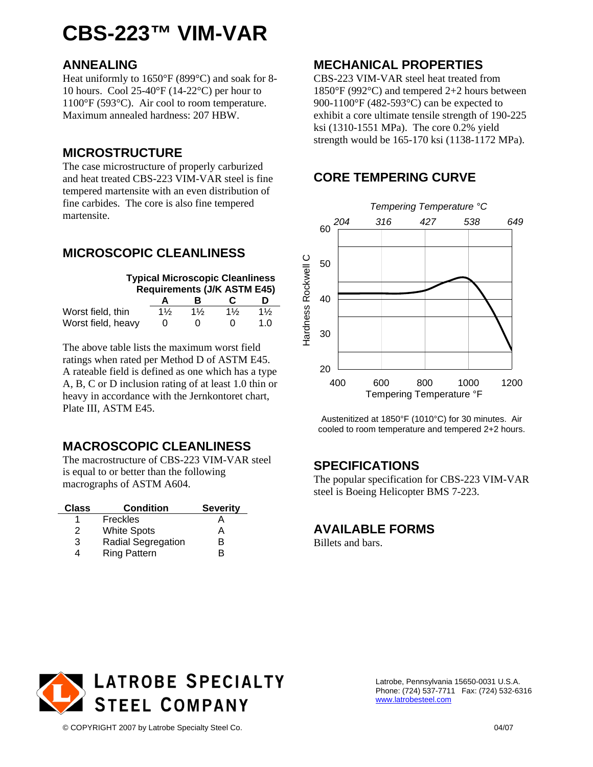# CBS-223™ VIM-VAR

## ANNEALING

Heat uniformly to 1650°F (899°C) and soak for 8-10 hours. Cool 25-40°F (14-22°C) per hour to 1100°F (593°C). Air cool to room temperature. Maximum annealed hardness: 207 HBW.

## MICROSTRUCTURE

The case microstructure of properly carburized and heat treated CBS-223 VIM-VAR steel is fine tempered martensite with an even distribution of fine carbides. The core is also fine tempered martensite.

## MICROSCOPIC CLEANLINESS

**Typical Microscopic Cleanliness Requirements (J/K ASTM E45)**

| | A | B | C | D |
|---|---|---|---|---|
| Worst field, thin | 1½ | 1½ | 1½ | 1½ |
| Worst field, heavy | 0 | 0 | 0 | 1.0 |

The above table lists the maximum worst field ratings when rated per Method D of ASTM E45. A rateable field is defined as one which has a type A, B, C or D inclusion rating of at least 1.0 thin or heavy in accordance with the Jernkontoret chart, Plate III, ASTM E45.

## MACROSCOPIC CLEANLINESS

The macrostructure of CBS-223 VIM-VAR steel is equal to or better than the following macrographs of ASTM A604.

| Class | Condition | Severity |
|---|---|---|
| 1 | Freckles | A |
| 2 | White Spots | A |
| 3 | Radial Segregation | B |
| 4 | Ring Pattern | B |

## MECHANICAL PROPERTIES

CBS-223 VIM-VAR steel heat treated from 1850°F (992°C) and tempered 2+2 hours between 900-1100°F (482-593°C) can be expected to exhibit a core ultimate tensile strength of 190-225 ksi (1310-1551 MPa). The core 0.2% yield strength would be 165-170 ksi (1138-1172 MPa).

## CORE TEMPERING CURVE

Tempering Temperature °C

204 316 427 538 649

Hardness Rockwell C

60 50 40 30 20

400 600 800 1000 1200

Tempering Temperature °F

Austenitized at 1850°F (1010°C) for 30 minutes. Air cooled to room temperature and tempered 2+2 hours.

## SPECIFICATIONS

The popular specification for CBS-223 VIM-VAR steel is Boeing Helicopter BMS 7-223.

## AVAILABLE FORMS

Billets and bars.

LATROBE SPECIALTY STEEL COMPANY

Latrobe, Pennsylvania 15650-0031 U.S.A.
Phone: (724) 537-7711 Fax: (724) 532-6316
www.latrobesteel.com

© COPYRIGHT 2007 by Latrobe Specialty Steel Co.

04/07